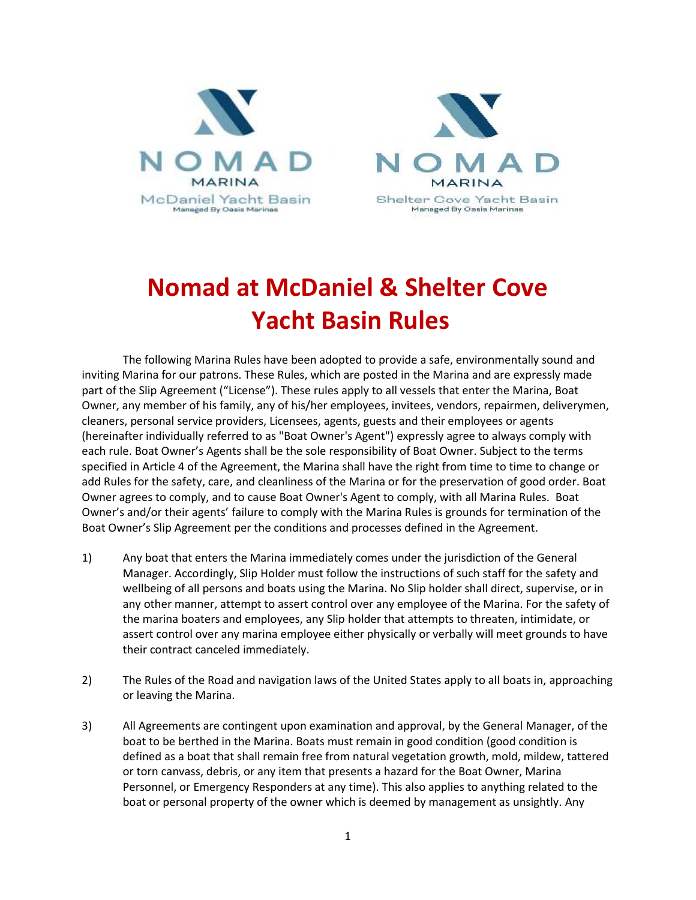NOMAD MARINA McDaniel Yacht Basin Managed By Oasis Marinas

NOMAD MARINA Shelter Cove Yacht Basin Managed By Oasis Marinas

# Nomad at McDaniel & Shelter Cove Yacht Basin Rules

The following Marina Rules have been adopted to provide a safe, environmentally sound and inviting Marina for our patrons. These Rules, which are posted in the Marina and are expressly made part of the Slip Agreement ("License"). These rules apply to all vessels that enter the Marina, Boat Owner, any member of his family, any of his/her employees, invitees, vendors, repairmen, deliverymen, cleaners, personal service providers, Licensees, agents, guests and their employees or agents (hereinafter individually referred to as "Boat Owner's Agent") expressly agree to always comply with each rule. Boat Owner's Agents shall be the sole responsibility of Boat Owner. Subject to the terms specified in Article 4 of the Agreement, the Marina shall have the right from time to time to change or add Rules for the safety, care, and cleanliness of the Marina or for the preservation of good order. Boat Owner agrees to comply, and to cause Boat Owner's Agent to comply, with all Marina Rules. Boat Owner's and/or their agents' failure to comply with the Marina Rules is grounds for termination of the Boat Owner's Slip Agreement per the conditions and processes defined in the Agreement.

1) Any boat that enters the Marina immediately comes under the jurisdiction of the General Manager. Accordingly, Slip Holder must follow the instructions of such staff for the safety and wellbeing of all persons and boats using the Marina. No Slip holder shall direct, supervise, or in any other manner, attempt to assert control over any employee of the Marina. For the safety of the marina boaters and employees, any Slip holder that attempts to threaten, intimidate, or assert control over any marina employee either physically or verbally will meet grounds to have their contract canceled immediately.

2) The Rules of the Road and navigation laws of the United States apply to all boats in, approaching or leaving the Marina.

3) All Agreements are contingent upon examination and approval, by the General Manager, of the boat to be berthed in the Marina. Boats must remain in good condition (good condition is defined as a boat that shall remain free from natural vegetation growth, mold, mildew, tattered or torn canvass, debris, or any item that presents a hazard for the Boat Owner, Marina Personnel, or Emergency Responders at any time). This also applies to anything related to the boat or personal property of the owner which is deemed by management as unsightly. Any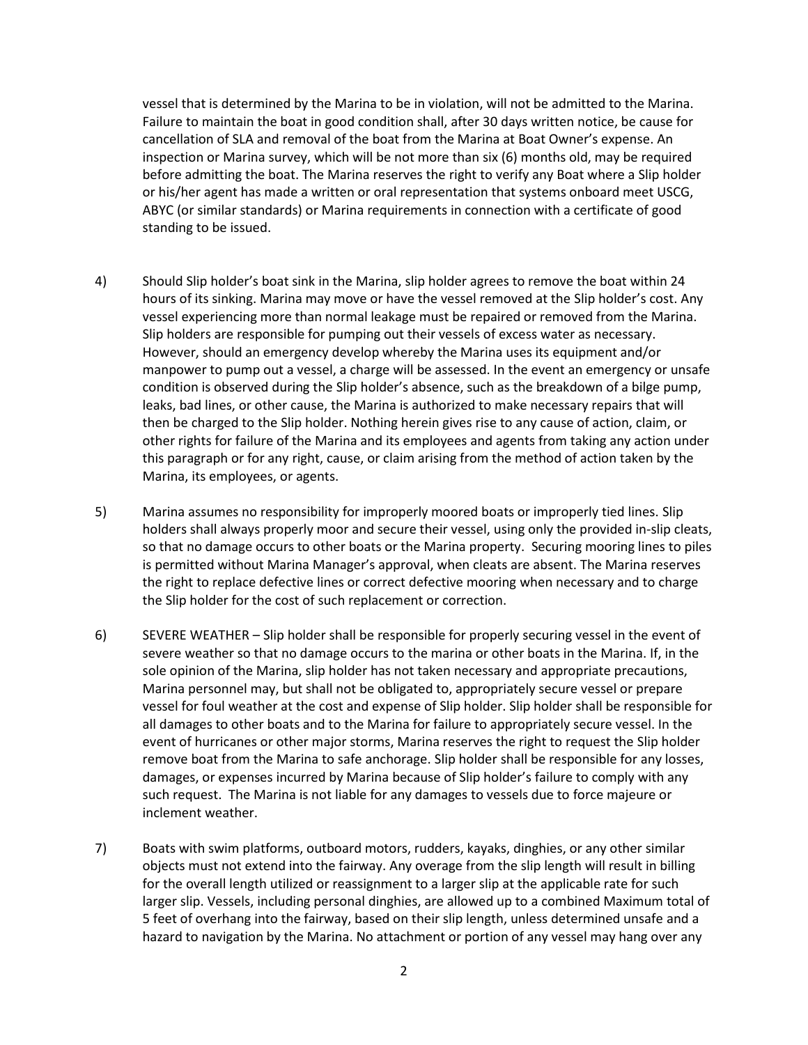vessel that is determined by the Marina to be in violation, will not be admitted to the Marina. Failure to maintain the boat in good condition shall, after 30 days written notice, be cause for cancellation of SLA and removal of the boat from the Marina at Boat Owner's expense. An inspection or Marina survey, which will be not more than six (6) months old, may be required before admitting the boat. The Marina reserves the right to verify any Boat where a Slip holder or his/her agent has made a written or oral representation that systems onboard meet USCG, ABYC (or similar standards) or Marina requirements in connection with a certificate of good standing to be issued.

4) Should Slip holder's boat sink in the Marina, slip holder agrees to remove the boat within 24 hours of its sinking. Marina may move or have the vessel removed at the Slip holder's cost. Any vessel experiencing more than normal leakage must be repaired or removed from the Marina. Slip holders are responsible for pumping out their vessels of excess water as necessary. However, should an emergency develop whereby the Marina uses its equipment and/or manpower to pump out a vessel, a charge will be assessed. In the event an emergency or unsafe condition is observed during the Slip holder's absence, such as the breakdown of a bilge pump, leaks, bad lines, or other cause, the Marina is authorized to make necessary repairs that will then be charged to the Slip holder. Nothing herein gives rise to any cause of action, claim, or other rights for failure of the Marina and its employees and agents from taking any action under this paragraph or for any right, cause, or claim arising from the method of action taken by the Marina, its employees, or agents.

5) Marina assumes no responsibility for improperly moored boats or improperly tied lines. Slip holders shall always properly moor and secure their vessel, using only the provided in-slip cleats, so that no damage occurs to other boats or the Marina property. Securing mooring lines to piles is permitted without Marina Manager's approval, when cleats are absent. The Marina reserves the right to replace defective lines or correct defective mooring when necessary and to charge the Slip holder for the cost of such replacement or correction.

6) SEVERE WEATHER – Slip holder shall be responsible for properly securing vessel in the event of severe weather so that no damage occurs to the marina or other boats in the Marina. If, in the sole opinion of the Marina, slip holder has not taken necessary and appropriate precautions, Marina personnel may, but shall not be obligated to, appropriately secure vessel or prepare vessel for foul weather at the cost and expense of Slip holder. Slip holder shall be responsible for all damages to other boats and to the Marina for failure to appropriately secure vessel. In the event of hurricanes or other major storms, Marina reserves the right to request the Slip holder remove boat from the Marina to safe anchorage. Slip holder shall be responsible for any losses, damages, or expenses incurred by Marina because of Slip holder's failure to comply with any such request. The Marina is not liable for any damages to vessels due to force majeure or inclement weather.

7) Boats with swim platforms, outboard motors, rudders, kayaks, dinghies, or any other similar objects must not extend into the fairway. Any overage from the slip length will result in billing for the overall length utilized or reassignment to a larger slip at the applicable rate for such larger slip. Vessels, including personal dinghies, are allowed up to a combined Maximum total of 5 feet of overhang into the fairway, based on their slip length, unless determined unsafe and a hazard to navigation by the Marina. No attachment or portion of any vessel may hang over any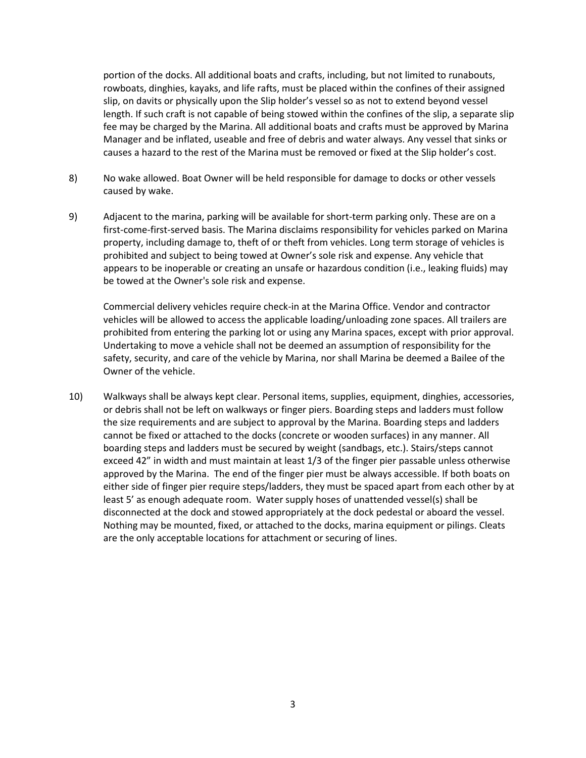portion of the docks. All additional boats and crafts, including, but not limited to runabouts, rowboats, dinghies, kayaks, and life rafts, must be placed within the confines of their assigned slip, on davits or physically upon the Slip holder's vessel so as not to extend beyond vessel length. If such craft is not capable of being stowed within the confines of the slip, a separate slip fee may be charged by the Marina. All additional boats and crafts must be approved by Marina Manager and be inflated, useable and free of debris and water always. Any vessel that sinks or causes a hazard to the rest of the Marina must be removed or fixed at the Slip holder's cost.

8) No wake allowed. Boat Owner will be held responsible for damage to docks or other vessels caused by wake.

9) Adjacent to the marina, parking will be available for short-term parking only. These are on a first-come-first-served basis. The Marina disclaims responsibility for vehicles parked on Marina property, including damage to, theft of or theft from vehicles. Long term storage of vehicles is prohibited and subject to being towed at Owner's sole risk and expense. Any vehicle that appears to be inoperable or creating an unsafe or hazardous condition (i.e., leaking fluids) may be towed at the Owner's sole risk and expense.

   Commercial delivery vehicles require check-in at the Marina Office. Vendor and contractor vehicles will be allowed to access the applicable loading/unloading zone spaces. All trailers are prohibited from entering the parking lot or using any Marina spaces, except with prior approval. Undertaking to move a vehicle shall not be deemed an assumption of responsibility for the safety, security, and care of the vehicle by Marina, nor shall Marina be deemed a Bailee of the Owner of the vehicle.

10) Walkways shall be always kept clear. Personal items, supplies, equipment, dinghies, accessories, or debris shall not be left on walkways or finger piers. Boarding steps and ladders must follow the size requirements and are subject to approval by the Marina. Boarding steps and ladders cannot be fixed or attached to the docks (concrete or wooden surfaces) in any manner. All boarding steps and ladders must be secured by weight (sandbags, etc.). Stairs/steps cannot exceed 42" in width and must maintain at least 1/3 of the finger pier passable unless otherwise approved by the Marina. The end of the finger pier must be always accessible. If both boats on either side of finger pier require steps/ladders, they must be spaced apart from each other by at least 5' as enough adequate room. Water supply hoses of unattended vessel(s) shall be disconnected at the dock and stowed appropriately at the dock pedestal or aboard the vessel. Nothing may be mounted, fixed, or attached to the docks, marina equipment or pilings. Cleats are the only acceptable locations for attachment or securing of lines.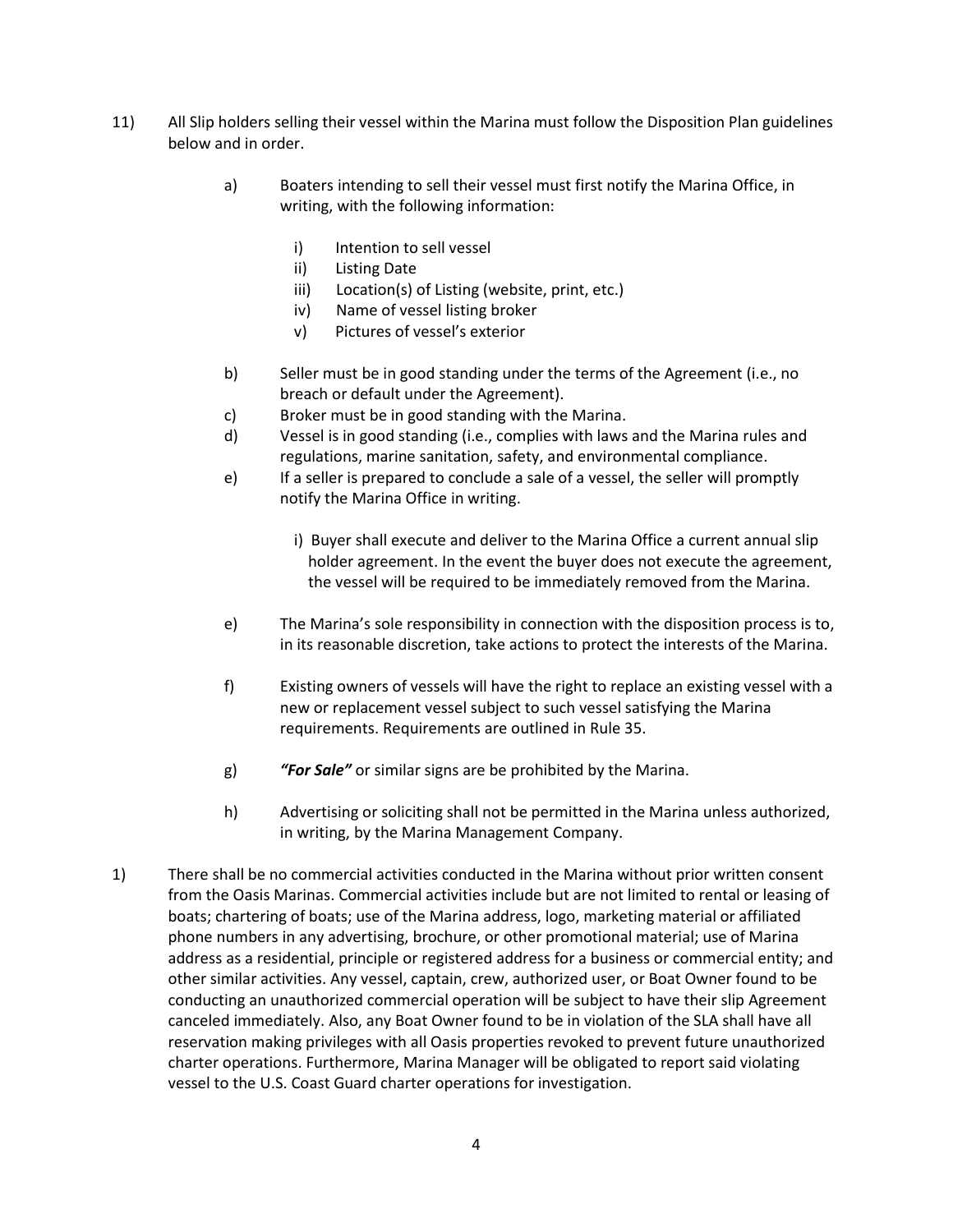11) All Slip holders selling their vessel within the Marina must follow the Disposition Plan guidelines below and in order.

    a) Boaters intending to sell their vessel must first notify the Marina Office, in writing, with the following information:

        i) Intention to sell vessel
        ii) Listing Date
        iii) Location(s) of Listing (website, print, etc.)
        iv) Name of vessel listing broker
        v) Pictures of vessel's exterior

    b) Seller must be in good standing under the terms of the Agreement (i.e., no breach or default under the Agreement).

    c) Broker must be in good standing with the Marina.

    d) Vessel is in good standing (i.e., complies with laws and the Marina rules and regulations, marine sanitation, safety, and environmental compliance.

    e) If a seller is prepared to conclude a sale of a vessel, the seller will promptly notify the Marina Office in writing.

        i) Buyer shall execute and deliver to the Marina Office a current annual slip holder agreement. In the event the buyer does not execute the agreement, the vessel will be required to be immediately removed from the Marina.

    e) The Marina's sole responsibility in connection with the disposition process is to, in its reasonable discretion, take actions to protect the interests of the Marina.

    f) Existing owners of vessels will have the right to replace an existing vessel with a new or replacement vessel subject to such vessel satisfying the Marina requirements. Requirements are outlined in Rule 35.

    g) ***"For Sale"*** or similar signs are be prohibited by the Marina.

    h) Advertising or soliciting shall not be permitted in the Marina unless authorized, in writing, by the Marina Management Company.

1) There shall be no commercial activities conducted in the Marina without prior written consent from the Oasis Marinas. Commercial activities include but are not limited to rental or leasing of boats; chartering of boats; use of the Marina address, logo, marketing material or affiliated phone numbers in any advertising, brochure, or other promotional material; use of Marina address as a residential, principle or registered address for a business or commercial entity; and other similar activities. Any vessel, captain, crew, authorized user, or Boat Owner found to be conducting an unauthorized commercial operation will be subject to have their slip Agreement canceled immediately. Also, any Boat Owner found to be in violation of the SLA shall have all reservation making privileges with all Oasis properties revoked to prevent future unauthorized charter operations. Furthermore, Marina Manager will be obligated to report said violating vessel to the U.S. Coast Guard charter operations for investigation.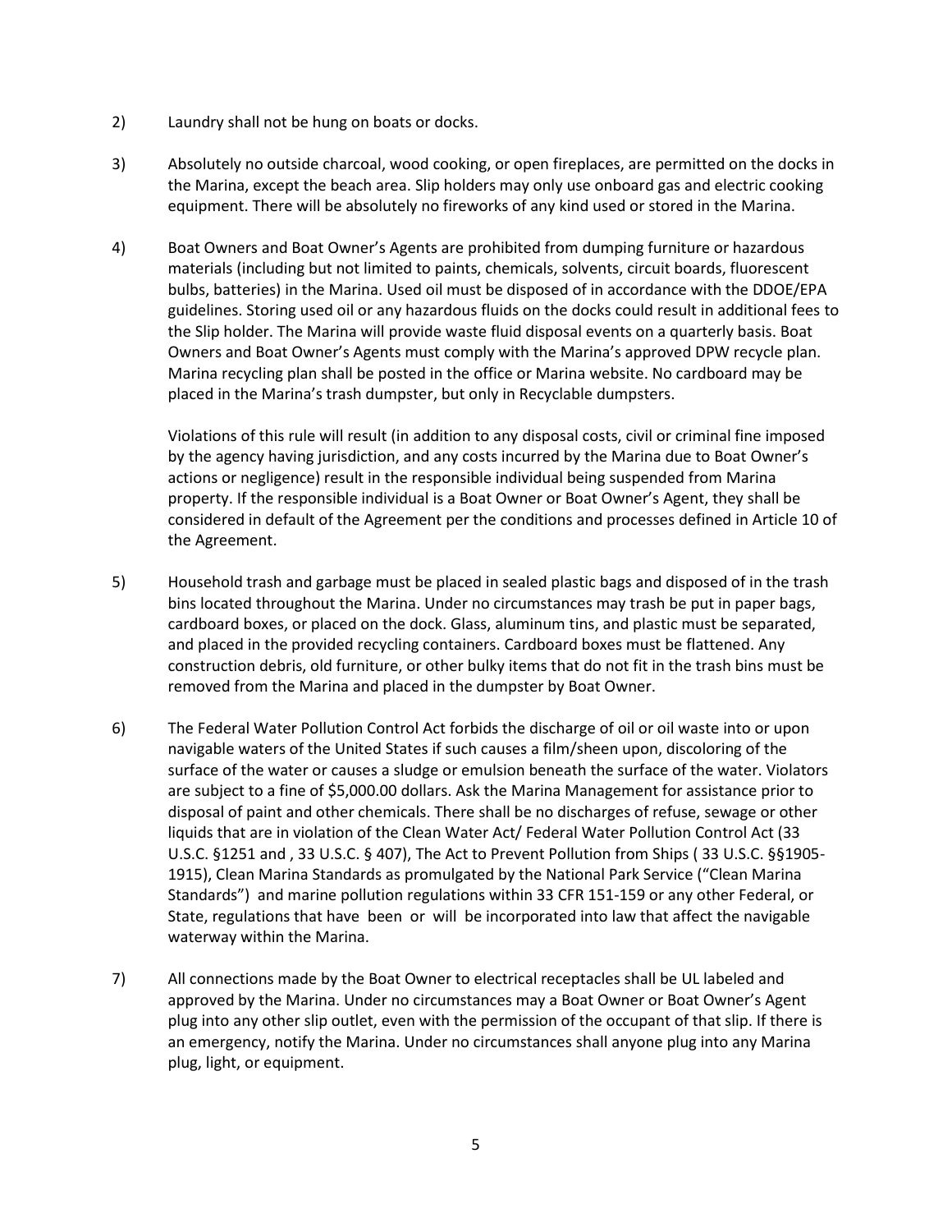2) Laundry shall not be hung on boats or docks.

3) Absolutely no outside charcoal, wood cooking, or open fireplaces, are permitted on the docks in the Marina, except the beach area. Slip holders may only use onboard gas and electric cooking equipment. There will be absolutely no fireworks of any kind used or stored in the Marina.

4) Boat Owners and Boat Owner's Agents are prohibited from dumping furniture or hazardous materials (including but not limited to paints, chemicals, solvents, circuit boards, fluorescent bulbs, batteries) in the Marina. Used oil must be disposed of in accordance with the DDOE/EPA guidelines. Storing used oil or any hazardous fluids on the docks could result in additional fees to the Slip holder. The Marina will provide waste fluid disposal events on a quarterly basis. Boat Owners and Boat Owner's Agents must comply with the Marina's approved DPW recycle plan. Marina recycling plan shall be posted in the office or Marina website. No cardboard may be placed in the Marina's trash dumpster, but only in Recyclable dumpsters.

   Violations of this rule will result (in addition to any disposal costs, civil or criminal fine imposed by the agency having jurisdiction, and any costs incurred by the Marina due to Boat Owner's actions or negligence) result in the responsible individual being suspended from Marina property. If the responsible individual is a Boat Owner or Boat Owner's Agent, they shall be considered in default of the Agreement per the conditions and processes defined in Article 10 of the Agreement.

5) Household trash and garbage must be placed in sealed plastic bags and disposed of in the trash bins located throughout the Marina. Under no circumstances may trash be put in paper bags, cardboard boxes, or placed on the dock. Glass, aluminum tins, and plastic must be separated, and placed in the provided recycling containers. Cardboard boxes must be flattened. Any construction debris, old furniture, or other bulky items that do not fit in the trash bins must be removed from the Marina and placed in the dumpster by Boat Owner.

6) The Federal Water Pollution Control Act forbids the discharge of oil or oil waste into or upon navigable waters of the United States if such causes a film/sheen upon, discoloring of the surface of the water or causes a sludge or emulsion beneath the surface of the water. Violators are subject to a fine of $5,000.00 dollars. Ask the Marina Management for assistance prior to disposal of paint and other chemicals. There shall be no discharges of refuse, sewage or other liquids that are in violation of the Clean Water Act/ Federal Water Pollution Control Act (33 U.S.C. §1251 and , 33 U.S.C. § 407), The Act to Prevent Pollution from Ships ( 33 U.S.C. §§1905-1915), Clean Marina Standards as promulgated by the National Park Service ("Clean Marina Standards") and marine pollution regulations within 33 CFR 151-159 or any other Federal, or State, regulations that have been or will be incorporated into law that affect the navigable waterway within the Marina.

7) All connections made by the Boat Owner to electrical receptacles shall be UL labeled and approved by the Marina. Under no circumstances may a Boat Owner or Boat Owner's Agent plug into any other slip outlet, even with the permission of the occupant of that slip. If there is an emergency, notify the Marina. Under no circumstances shall anyone plug into any Marina plug, light, or equipment.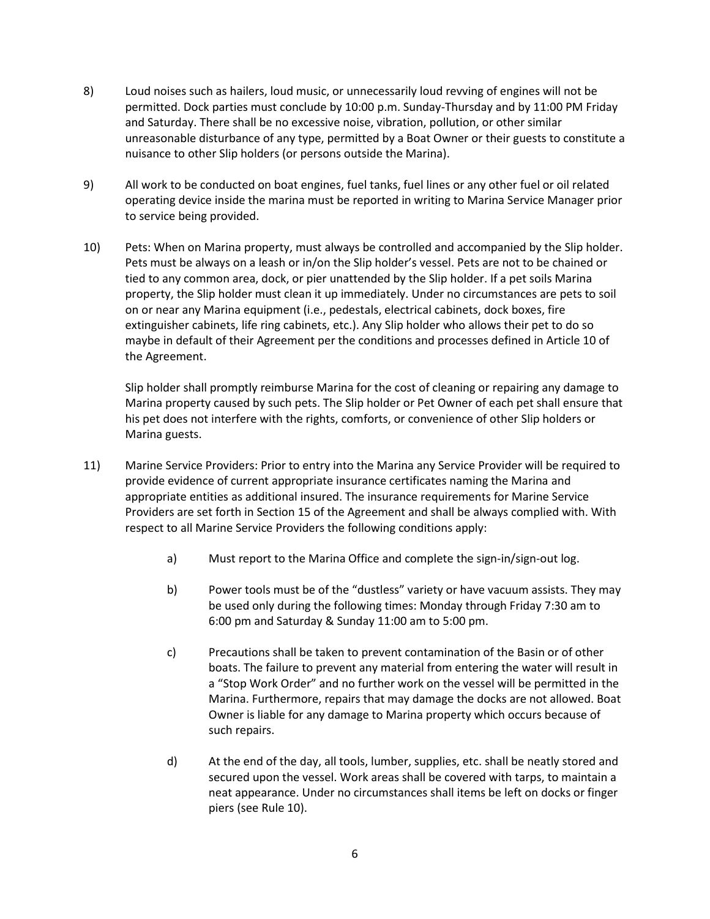8) Loud noises such as hailers, loud music, or unnecessarily loud revving of engines will not be permitted. Dock parties must conclude by 10:00 p.m. Sunday-Thursday and by 11:00 PM Friday and Saturday. There shall be no excessive noise, vibration, pollution, or other similar unreasonable disturbance of any type, permitted by a Boat Owner or their guests to constitute a nuisance to other Slip holders (or persons outside the Marina).

9) All work to be conducted on boat engines, fuel tanks, fuel lines or any other fuel or oil related operating device inside the marina must be reported in writing to Marina Service Manager prior to service being provided.

10) Pets: When on Marina property, must always be controlled and accompanied by the Slip holder. Pets must be always on a leash or in/on the Slip holder's vessel. Pets are not to be chained or tied to any common area, dock, or pier unattended by the Slip holder. If a pet soils Marina property, the Slip holder must clean it up immediately. Under no circumstances are pets to soil on or near any Marina equipment (i.e., pedestals, electrical cabinets, dock boxes, fire extinguisher cabinets, life ring cabinets, etc.). Any Slip holder who allows their pet to do so maybe in default of their Agreement per the conditions and processes defined in Article 10 of the Agreement.

    Slip holder shall promptly reimburse Marina for the cost of cleaning or repairing any damage to Marina property caused by such pets. The Slip holder or Pet Owner of each pet shall ensure that his pet does not interfere with the rights, comforts, or convenience of other Slip holders or Marina guests.

11) Marine Service Providers: Prior to entry into the Marina any Service Provider will be required to provide evidence of current appropriate insurance certificates naming the Marina and appropriate entities as additional insured. The insurance requirements for Marine Service Providers are set forth in Section 15 of the Agreement and shall be always complied with. With respect to all Marine Service Providers the following conditions apply:

    a) Must report to the Marina Office and complete the sign-in/sign-out log.

    b) Power tools must be of the "dustless" variety or have vacuum assists. They may be used only during the following times: Monday through Friday 7:30 am to 6:00 pm and Saturday & Sunday 11:00 am to 5:00 pm.

    c) Precautions shall be taken to prevent contamination of the Basin or of other boats. The failure to prevent any material from entering the water will result in a "Stop Work Order" and no further work on the vessel will be permitted in the Marina. Furthermore, repairs that may damage the docks are not allowed. Boat Owner is liable for any damage to Marina property which occurs because of such repairs.

    d) At the end of the day, all tools, lumber, supplies, etc. shall be neatly stored and secured upon the vessel. Work areas shall be covered with tarps, to maintain a neat appearance. Under no circumstances shall items be left on docks or finger piers (see Rule 10).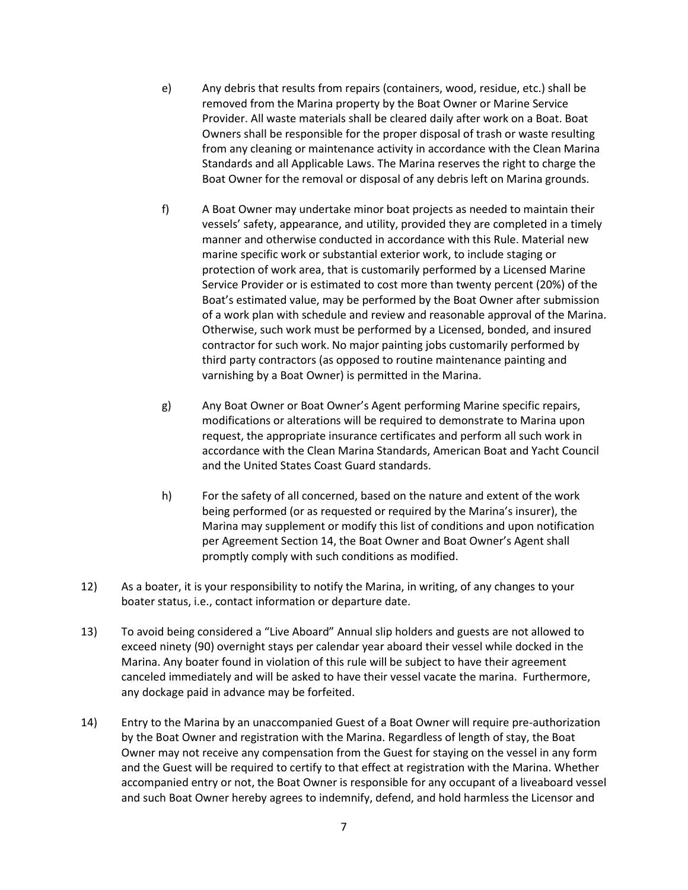e) Any debris that results from repairs (containers, wood, residue, etc.) shall be removed from the Marina property by the Boat Owner or Marine Service Provider. All waste materials shall be cleared daily after work on a Boat. Boat Owners shall be responsible for the proper disposal of trash or waste resulting from any cleaning or maintenance activity in accordance with the Clean Marina Standards and all Applicable Laws. The Marina reserves the right to charge the Boat Owner for the removal or disposal of any debris left on Marina grounds.

f) A Boat Owner may undertake minor boat projects as needed to maintain their vessels' safety, appearance, and utility, provided they are completed in a timely manner and otherwise conducted in accordance with this Rule. Material new marine specific work or substantial exterior work, to include staging or protection of work area, that is customarily performed by a Licensed Marine Service Provider or is estimated to cost more than twenty percent (20%) of the Boat's estimated value, may be performed by the Boat Owner after submission of a work plan with schedule and review and reasonable approval of the Marina. Otherwise, such work must be performed by a Licensed, bonded, and insured contractor for such work. No major painting jobs customarily performed by third party contractors (as opposed to routine maintenance painting and varnishing by a Boat Owner) is permitted in the Marina.

g) Any Boat Owner or Boat Owner's Agent performing Marine specific repairs, modifications or alterations will be required to demonstrate to Marina upon request, the appropriate insurance certificates and perform all such work in accordance with the Clean Marina Standards, American Boat and Yacht Council and the United States Coast Guard standards.

h) For the safety of all concerned, based on the nature and extent of the work being performed (or as requested or required by the Marina's insurer), the Marina may supplement or modify this list of conditions and upon notification per Agreement Section 14, the Boat Owner and Boat Owner's Agent shall promptly comply with such conditions as modified.

12) As a boater, it is your responsibility to notify the Marina, in writing, of any changes to your boater status, i.e., contact information or departure date.

13) To avoid being considered a "Live Aboard" Annual slip holders and guests are not allowed to exceed ninety (90) overnight stays per calendar year aboard their vessel while docked in the Marina. Any boater found in violation of this rule will be subject to have their agreement canceled immediately and will be asked to have their vessel vacate the marina. Furthermore, any dockage paid in advance may be forfeited.

14) Entry to the Marina by an unaccompanied Guest of a Boat Owner will require pre-authorization by the Boat Owner and registration with the Marina. Regardless of length of stay, the Boat Owner may not receive any compensation from the Guest for staying on the vessel in any form and the Guest will be required to certify to that effect at registration with the Marina. Whether accompanied entry or not, the Boat Owner is responsible for any occupant of a liveaboard vessel and such Boat Owner hereby agrees to indemnify, defend, and hold harmless the Licensor and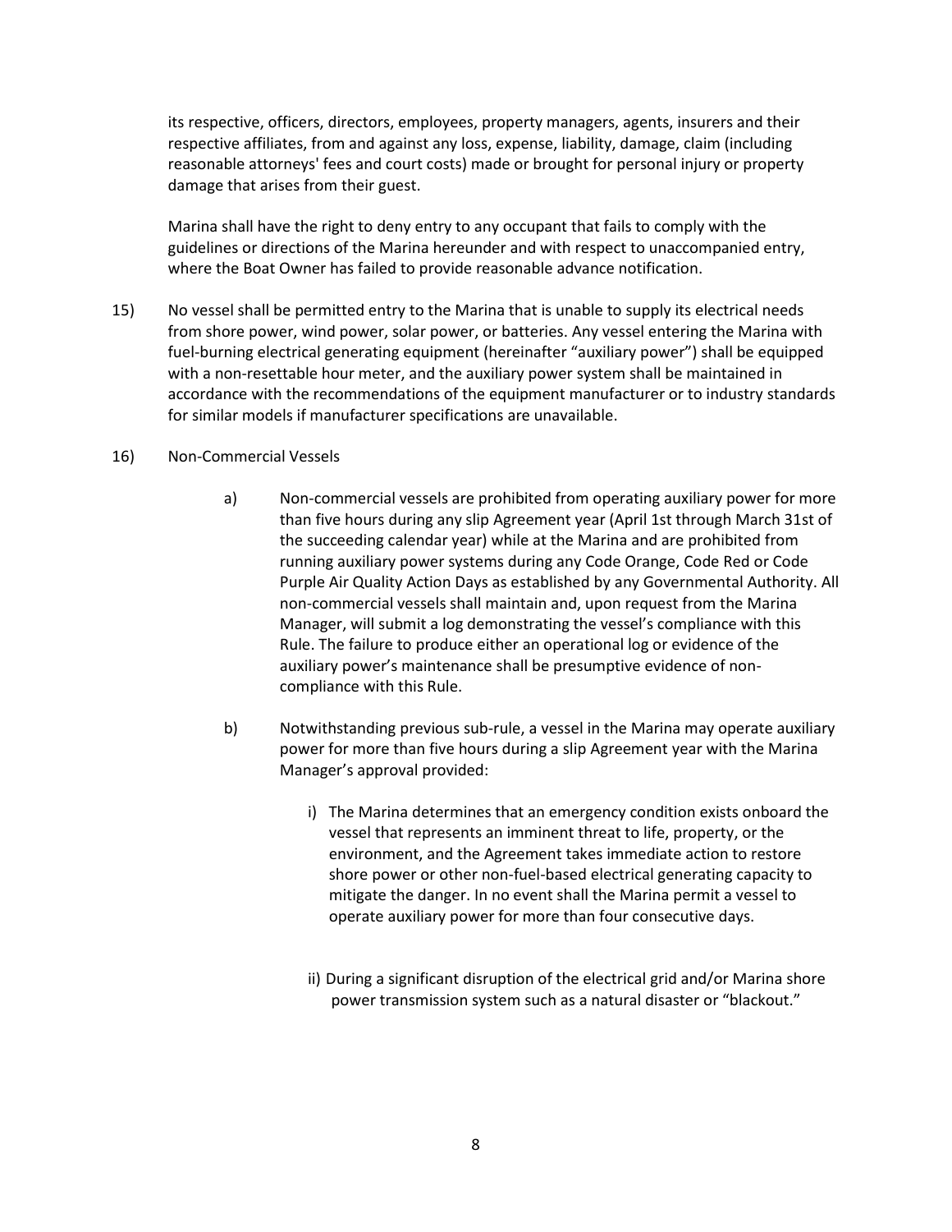its respective, officers, directors, employees, property managers, agents, insurers and their respective affiliates, from and against any loss, expense, liability, damage, claim (including reasonable attorneys' fees and court costs) made or brought for personal injury or property damage that arises from their guest.

Marina shall have the right to deny entry to any occupant that fails to comply with the guidelines or directions of the Marina hereunder and with respect to unaccompanied entry, where the Boat Owner has failed to provide reasonable advance notification.

15) No vessel shall be permitted entry to the Marina that is unable to supply its electrical needs from shore power, wind power, solar power, or batteries. Any vessel entering the Marina with fuel-burning electrical generating equipment (hereinafter "auxiliary power") shall be equipped with a non-resettable hour meter, and the auxiliary power system shall be maintained in accordance with the recommendations of the equipment manufacturer or to industry standards for similar models if manufacturer specifications are unavailable.

16) Non-Commercial Vessels

   a) Non-commercial vessels are prohibited from operating auxiliary power for more than five hours during any slip Agreement year (April 1st through March 31st of the succeeding calendar year) while at the Marina and are prohibited from running auxiliary power systems during any Code Orange, Code Red or Code Purple Air Quality Action Days as established by any Governmental Authority. All non-commercial vessels shall maintain and, upon request from the Marina Manager, will submit a log demonstrating the vessel's compliance with this Rule. The failure to produce either an operational log or evidence of the auxiliary power's maintenance shall be presumptive evidence of non-compliance with this Rule.

   b) Notwithstanding previous sub-rule, a vessel in the Marina may operate auxiliary power for more than five hours during a slip Agreement year with the Marina Manager's approval provided:

      i) The Marina determines that an emergency condition exists onboard the vessel that represents an imminent threat to life, property, or the environment, and the Agreement takes immediate action to restore shore power or other non-fuel-based electrical generating capacity to mitigate the danger. In no event shall the Marina permit a vessel to operate auxiliary power for more than four consecutive days.

      ii) During a significant disruption of the electrical grid and/or Marina shore power transmission system such as a natural disaster or "blackout."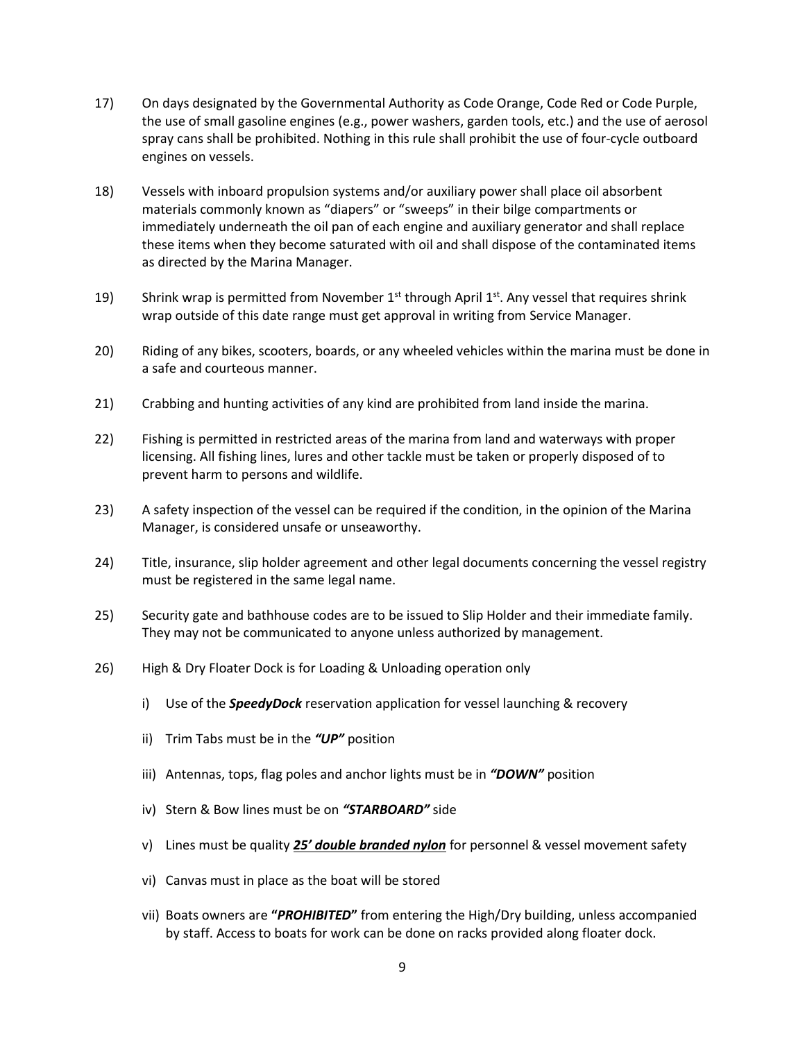17) On days designated by the Governmental Authority as Code Orange, Code Red or Code Purple, the use of small gasoline engines (e.g., power washers, garden tools, etc.) and the use of aerosol spray cans shall be prohibited. Nothing in this rule shall prohibit the use of four-cycle outboard engines on vessels.

18) Vessels with inboard propulsion systems and/or auxiliary power shall place oil absorbent materials commonly known as "diapers" or "sweeps" in their bilge compartments or immediately underneath the oil pan of each engine and auxiliary generator and shall replace these items when they become saturated with oil and shall dispose of the contaminated items as directed by the Marina Manager.

19) Shrink wrap is permitted from November 1st through April 1st. Any vessel that requires shrink wrap outside of this date range must get approval in writing from Service Manager.

20) Riding of any bikes, scooters, boards, or any wheeled vehicles within the marina must be done in a safe and courteous manner.

21) Crabbing and hunting activities of any kind are prohibited from land inside the marina.

22) Fishing is permitted in restricted areas of the marina from land and waterways with proper licensing. All fishing lines, lures and other tackle must be taken or properly disposed of to prevent harm to persons and wildlife.

23) A safety inspection of the vessel can be required if the condition, in the opinion of the Marina Manager, is considered unsafe or unseaworthy.

24) Title, insurance, slip holder agreement and other legal documents concerning the vessel registry must be registered in the same legal name.

25) Security gate and bathhouse codes are to be issued to Slip Holder and their immediate family. They may not be communicated to anyone unless authorized by management.

26) High & Dry Floater Dock is for Loading & Unloading operation only

   i) Use of the ***SpeedyDock*** reservation application for vessel launching & recovery

   ii) Trim Tabs must be in the ***"UP"*** position

   iii) Antennas, tops, flag poles and anchor lights must be in ***"DOWN"*** position

   iv) Stern & Bow lines must be on ***"STARBOARD"*** side

   v) Lines must be quality ***<u>25' double branded nylon</u>*** for personnel & vessel movement safety

   vi) Canvas must in place as the boat will be stored

   vii) Boats owners are **"*PROHIBITED*"** from entering the High/Dry building, unless accompanied by staff. Access to boats for work can be done on racks provided along floater dock.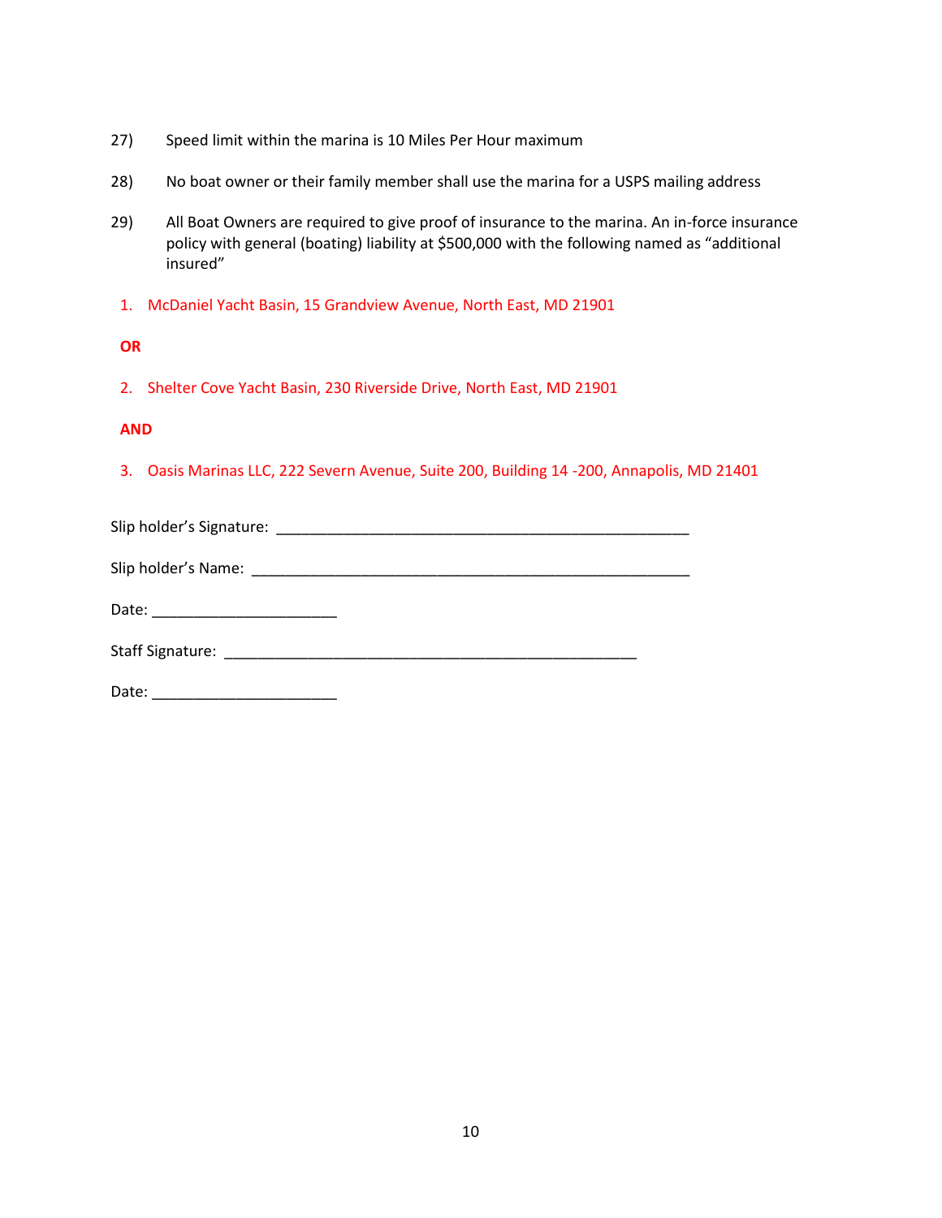27) Speed limit within the marina is 10 Miles Per Hour maximum

28) No boat owner or their family member shall use the marina for a USPS mailing address

29) All Boat Owners are required to give proof of insurance to the marina. An in-force insurance policy with general (boating) liability at $500,000 with the following named as "additional insured"

1. McDaniel Yacht Basin, 15 Grandview Avenue, North East, MD 21901

**OR**

2. Shelter Cove Yacht Basin, 230 Riverside Drive, North East, MD 21901

**AND**

3. Oasis Marinas LLC, 222 Severn Avenue, Suite 200, Building 14 -200, Annapolis, MD 21401

Slip holder's Signature: ____________________________________________________

Slip holder's Name: ______________________________________________________

Date: _______________________

Staff Signature: ____________________________________________________

Date: _______________________